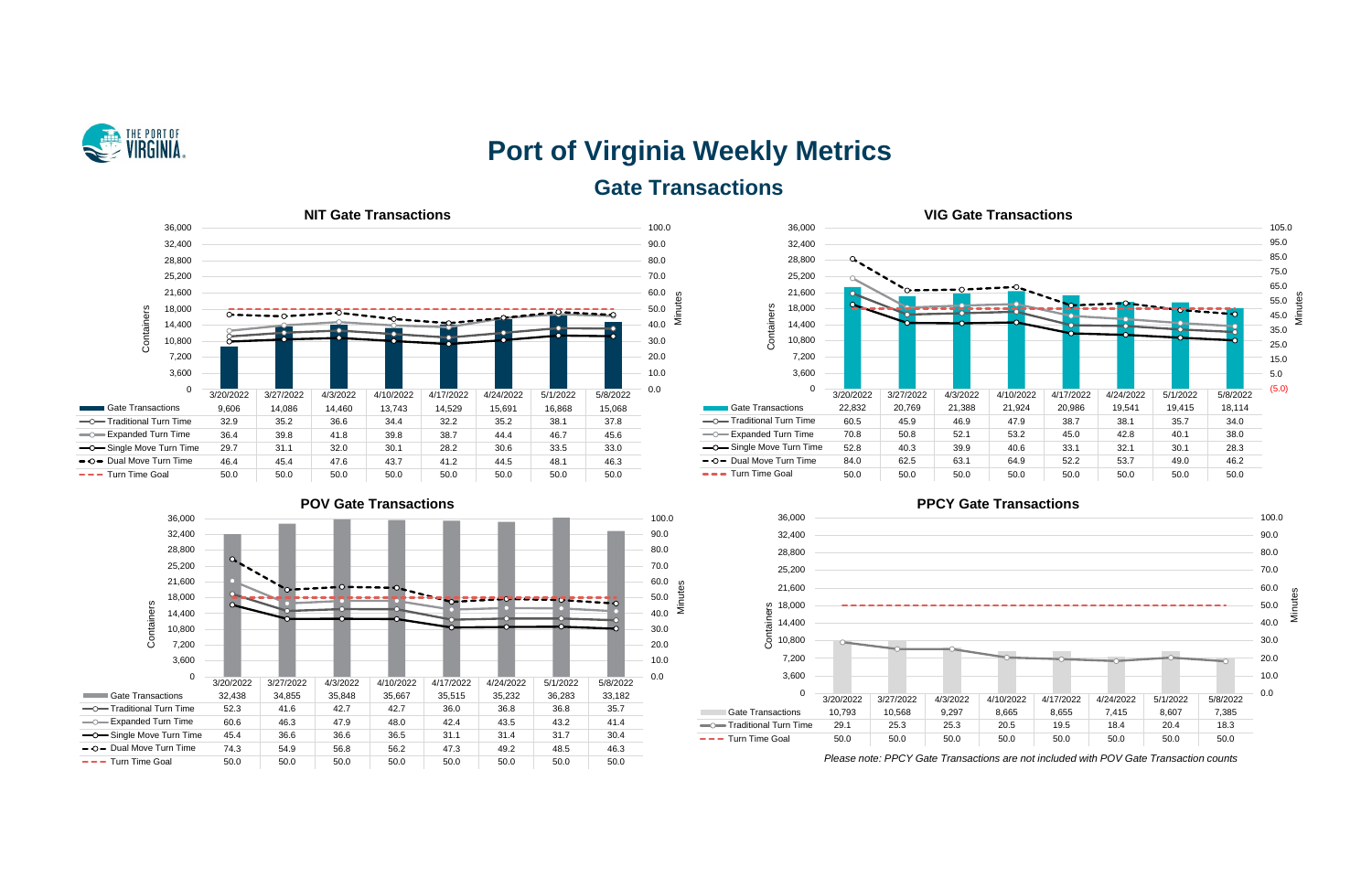# Port of Virginia Weekly Metrics

## Gate Transactions

### NIT Gate Transactions

| | 3/20/2022 | 3/27/2022 | 4/3/2022 | 4/10/2022 | 4/17/2022 | 4/24/2022 | 5/1/2022 | 5/8/2022 |
|---|---|---|---|---|---|---|---|---|
| Gate Transactions | 9,606 | 14,086 | 14,460 | 13,743 | 14,529 | 15,691 | 16,868 | 15,068 |
| Traditional Turn Time | 32.9 | 35.2 | 36.6 | 34.4 | 32.2 | 35.2 | 38.1 | 37.8 |
| Expanded Turn Time | 36.4 | 39.8 | 41.8 | 39.8 | 38.7 | 44.4 | 46.7 | 45.6 |
| Single Move Turn Time | 29.7 | 31.1 | 32.0 | 30.1 | 28.2 | 30.6 | 33.5 | 33.0 |
| Dual Move Turn Time | 46.4 | 45.4 | 47.6 | 43.7 | 41.2 | 44.5 | 48.1 | 46.3 |
| Turn Time Goal | 50.0 | 50.0 | 50.0 | 50.0 | 50.0 | 50.0 | 50.0 | 50.0 |

### VIG Gate Transactions

| | 3/20/2022 | 3/27/2022 | 4/3/2022 | 4/10/2022 | 4/17/2022 | 4/24/2022 | 5/1/2022 | 5/8/2022 |
|---|---|---|---|---|---|---|---|---|
| Gate Transactions | 22,832 | 20,769 | 21,388 | 21,924 | 20,986 | 19,541 | 19,415 | 18,114 |
| Traditional Turn Time | 60.5 | 45.9 | 46.9 | 47.9 | 38.7 | 38.1 | 35.7 | 34.0 |
| Expanded Turn Time | 70.8 | 50.8 | 52.1 | 53.2 | 45.0 | 42.8 | 40.1 | 38.0 |
| Single Move Turn Time | 52.8 | 40.3 | 39.9 | 40.6 | 33.1 | 32.1 | 30.1 | 28.3 |
| Dual Move Turn Time | 84.0 | 62.5 | 63.1 | 64.9 | 52.2 | 53.7 | 49.0 | 46.2 |
| Turn Time Goal | 50.0 | 50.0 | 50.0 | 50.0 | 50.0 | 50.0 | 50.0 | 50.0 |

### POV Gate Transactions

| | 3/20/2022 | 3/27/2022 | 4/3/2022 | 4/10/2022 | 4/17/2022 | 4/24/2022 | 5/1/2022 | 5/8/2022 |
|---|---|---|---|---|---|---|---|---|
| Gate Transactions | 32,438 | 34,855 | 35,848 | 35,667 | 35,515 | 35,232 | 36,283 | 33,182 |
| Traditional Turn Time | 52.3 | 41.6 | 42.7 | 42.7 | 36.0 | 36.8 | 36.8 | 35.7 |
| Expanded Turn Time | 60.6 | 46.3 | 47.9 | 48.0 | 42.4 | 43.5 | 43.2 | 41.4 |
| Single Move Turn Time | 45.4 | 36.6 | 36.6 | 36.5 | 31.1 | 31.4 | 31.7 | 30.4 |
| Dual Move Turn Time | 74.3 | 54.9 | 56.8 | 56.2 | 47.3 | 49.2 | 48.5 | 46.3 |
| Turn Time Goal | 50.0 | 50.0 | 50.0 | 50.0 | 50.0 | 50.0 | 50.0 | 50.0 |

### PPCY Gate Transactions

| | 3/20/2022 | 3/27/2022 | 4/3/2022 | 4/10/2022 | 4/17/2022 | 4/24/2022 | 5/1/2022 | 5/8/2022 |
|---|---|---|---|---|---|---|---|---|
| Gate Transactions | 10,793 | 10,568 | 9,297 | 8,665 | 8,655 | 7,415 | 8,607 | 7,385 |
| Traditional Turn Time | 29.1 | 25.3 | 25.3 | 20.5 | 19.5 | 18.4 | 20.4 | 18.3 |
| Turn Time Goal | 50.0 | 50.0 | 50.0 | 50.0 | 50.0 | 50.0 | 50.0 | 50.0 |

*Please note: PPCY Gate Transactions are not included with POV Gate Transaction counts*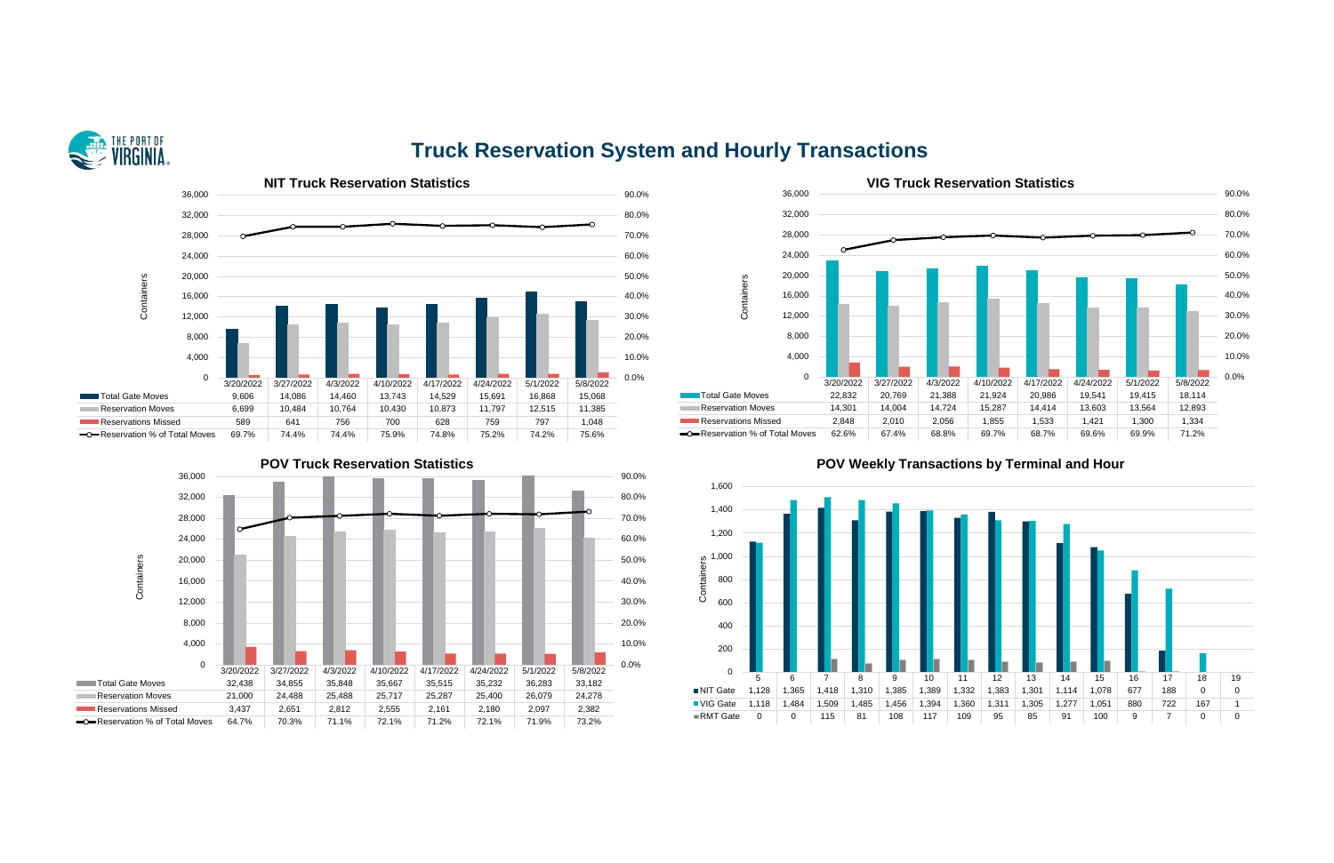# Truck Reservation System and Hourly Transactions

## NIT Truck Reservation Statistics

| | 3/20/2022 | 3/27/2022 | 4/3/2022 | 4/10/2022 | 4/17/2022 | 4/24/2022 | 5/1/2022 | 5/8/2022 |
|---|---|---|---|---|---|---|---|---|
| Total Gate Moves | 9,606 | 14,086 | 14,460 | 13,743 | 14,529 | 15,691 | 16,868 | 15,068 |
| Reservation Moves | 6,699 | 10,484 | 10,764 | 10,430 | 10,873 | 11,797 | 12,515 | 11,385 |
| Reservations Missed | 589 | 641 | 756 | 700 | 628 | 759 | 797 | 1,048 |
| Reservation % of Total Moves | 69.7% | 74.4% | 74.4% | 75.9% | 74.8% | 75.2% | 74.2% | 75.6% |

## VIG Truck Reservation Statistics

| | 3/20/2022 | 3/27/2022 | 4/3/2022 | 4/10/2022 | 4/17/2022 | 4/24/2022 | 5/1/2022 | 5/8/2022 |
|---|---|---|---|---|---|---|---|---|
| Total Gate Moves | 22,832 | 20,769 | 21,388 | 21,924 | 20,986 | 19,541 | 19,415 | 18,114 |
| Reservation Moves | 14,301 | 14,004 | 14,724 | 15,287 | 14,414 | 13,603 | 13,564 | 12,893 |
| Reservations Missed | 2,848 | 2,010 | 2,056 | 1,855 | 1,533 | 1,421 | 1,300 | 1,334 |
| Reservation % of Total Moves | 62.6% | 67.4% | 68.8% | 69.7% | 68.7% | 69.6% | 69.9% | 71.2% |

## POV Truck Reservation Statistics

| | 3/20/2022 | 3/27/2022 | 4/3/2022 | 4/10/2022 | 4/17/2022 | 4/24/2022 | 5/1/2022 | 5/8/2022 |
|---|---|---|---|---|---|---|---|---|
| Total Gate Moves | 32,438 | 34,855 | 35,848 | 35,667 | 35,515 | 35,232 | 36,283 | 33,182 |
| Reservation Moves | 21,000 | 24,488 | 25,488 | 25,717 | 25,287 | 25,400 | 26,079 | 24,278 |
| Reservations Missed | 3,437 | 2,651 | 2,812 | 2,555 | 2,161 | 2,180 | 2,097 | 2,382 |
| Reservation % of Total Moves | 64.7% | 70.3% | 71.1% | 72.1% | 71.2% | 72.1% | 71.9% | 73.2% |

## POV Weekly Transactions by Terminal and Hour

| | 5 | 6 | 7 | 8 | 9 | 10 | 11 | 12 | 13 | 14 | 15 | 16 | 17 | 18 | 19 |
|---|---|---|---|---|---|---|---|---|---|---|---|---|---|---|---|
| NIT Gate | 1,128 | 1,365 | 1,418 | 1,310 | 1,385 | 1,389 | 1,332 | 1,383 | 1,301 | 1,114 | 1,078 | 677 | 188 | 0 | 0 |
| VIG Gate | 1,118 | 1,484 | 1,509 | 1,485 | 1,456 | 1,394 | 1,360 | 1,311 | 1,305 | 1,277 | 1,051 | 880 | 722 | 167 | 1 |
| RMT Gate | 0 | 0 | 115 | 81 | 108 | 117 | 109 | 95 | 85 | 91 | 100 | 9 | 7 | 0 | 0 |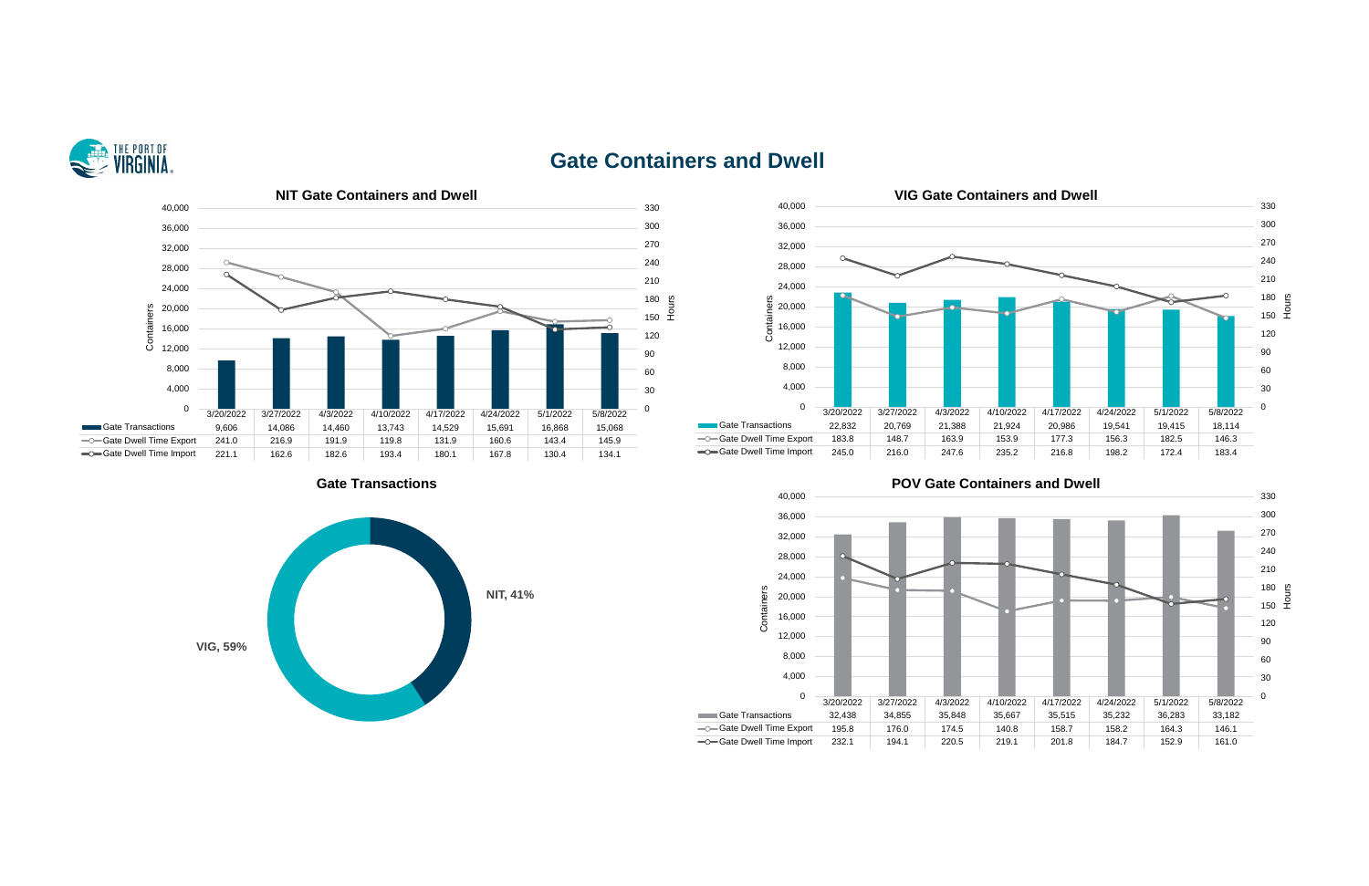# Gate Containers and Dwell

## NIT Gate Containers and Dwell

| | 3/20/2022 | 3/27/2022 | 4/3/2022 | 4/10/2022 | 4/17/2022 | 4/24/2022 | 5/1/2022 | 5/8/2022 |
|---|---|---|---|---|---|---|---|---|
| Gate Transactions | 9,606 | 14,086 | 14,460 | 13,743 | 14,529 | 15,691 | 16,868 | 15,068 |
| Gate Dwell Time Export | 241.0 | 216.9 | 191.9 | 119.8 | 131.9 | 160.6 | 143.4 | 145.9 |
| Gate Dwell Time Import | 221.1 | 162.6 | 182.6 | 193.4 | 180.1 | 167.8 | 130.4 | 134.1 |

## VIG Gate Containers and Dwell

| | 3/20/2022 | 3/27/2022 | 4/3/2022 | 4/10/2022 | 4/17/2022 | 4/24/2022 | 5/1/2022 | 5/8/2022 |
|---|---|---|---|---|---|---|---|---|
| Gate Transactions | 22,832 | 20,769 | 21,388 | 21,924 | 20,986 | 19,541 | 19,415 | 18,114 |
| Gate Dwell Time Export | 183.8 | 148.7 | 163.9 | 153.9 | 177.3 | 156.3 | 182.5 | 146.3 |
| Gate Dwell Time Import | 245.0 | 216.0 | 247.6 | 235.2 | 216.8 | 198.2 | 172.4 | 183.4 |

## Gate Transactions

| Terminal | Share |
|---|---|
| NIT | 41% |
| VIG | 59% |

## POV Gate Containers and Dwell

| | 3/20/2022 | 3/27/2022 | 4/3/2022 | 4/10/2022 | 4/17/2022 | 4/24/2022 | 5/1/2022 | 5/8/2022 |
|---|---|---|---|---|---|---|---|---|
| Gate Transactions | 32,438 | 34,855 | 35,848 | 35,667 | 35,515 | 35,232 | 36,283 | 33,182 |
| Gate Dwell Time Export | 195.8 | 176.0 | 174.5 | 140.8 | 158.7 | 158.2 | 164.3 | 146.1 |
| Gate Dwell Time Import | 232.1 | 194.1 | 220.5 | 219.1 | 201.8 | 184.7 | 152.9 | 161.0 |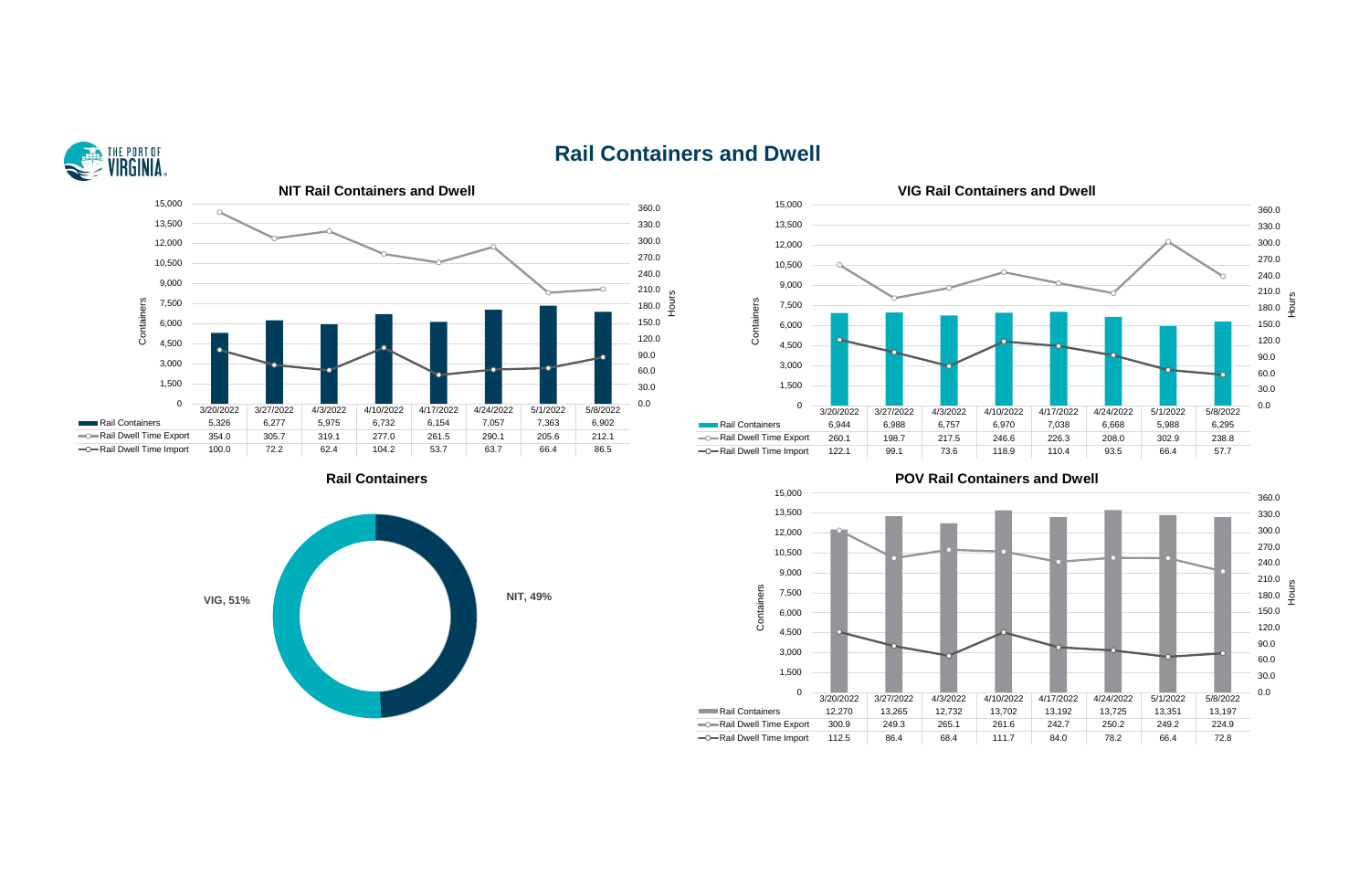# Rail Containers and Dwell

## NIT Rail Containers and Dwell

Containers

Hours

| | 3/20/2022 | 3/27/2022 | 4/3/2022 | 4/10/2022 | 4/17/2022 | 4/24/2022 | 5/1/2022 | 5/8/2022 |
|---|---|---|---|---|---|---|---|---|
| Rail Containers | 5,326 | 6,277 | 5,975 | 6,732 | 6,154 | 7,057 | 7,363 | 6,902 |
| Rail Dwell Time Export | 354.0 | 305.7 | 319.1 | 277.0 | 261.5 | 290.1 | 205.6 | 212.1 |
| Rail Dwell Time Import | 100.0 | 72.2 | 62.4 | 104.2 | 53.7 | 63.7 | 66.4 | 86.5 |

## VIG Rail Containers and Dwell

Containers

Hours

| | 3/20/2022 | 3/27/2022 | 4/3/2022 | 4/10/2022 | 4/17/2022 | 4/24/2022 | 5/1/2022 | 5/8/2022 |
|---|---|---|---|---|---|---|---|---|
| Rail Containers | 6,944 | 6,988 | 6,757 | 6,970 | 7,038 | 6,668 | 5,988 | 6,295 |
| Rail Dwell Time Export | 260.1 | 198.7 | 217.5 | 246.6 | 226.3 | 208.0 | 302.9 | 238.8 |
| Rail Dwell Time Import | 122.1 | 99.1 | 73.6 | 118.9 | 110.4 | 93.5 | 66.4 | 57.7 |

## Rail Containers

VIG, 51%

NIT, 49%

## POV Rail Containers and Dwell

Containers

Hours

| | 3/20/2022 | 3/27/2022 | 4/3/2022 | 4/10/2022 | 4/17/2022 | 4/24/2022 | 5/1/2022 | 5/8/2022 |
|---|---|---|---|---|---|---|---|---|
| Rail Containers | 12,270 | 13,265 | 12,732 | 13,702 | 13,192 | 13,725 | 13,351 | 13,197 |
| Rail Dwell Time Export | 300.9 | 249.3 | 265.1 | 261.6 | 242.7 | 250.2 | 249.2 | 224.9 |
| Rail Dwell Time Import | 112.5 | 86.4 | 68.4 | 111.7 | 84.0 | 78.2 | 66.4 | 72.8 |